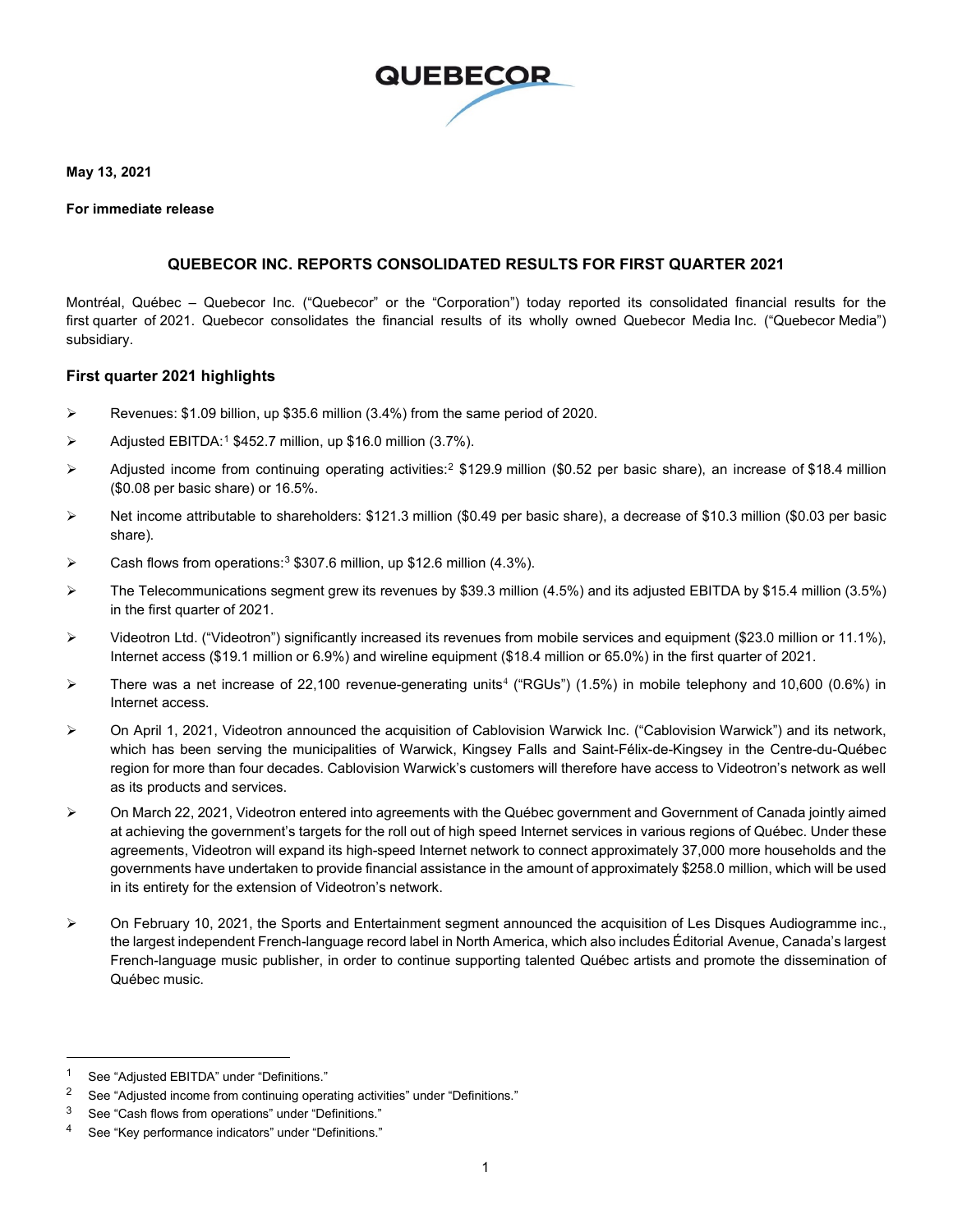May 13, 2021

**For immediate release**

## QUEBECOR INC. REPORTS CONSOLIDATED RESULTS FOR FIRST QUARTER 2021

Montréal, Québec – Quebecor Inc. ("Quebecor" or the "Corporation") today reported its consolidated financial results for the first quarter of 2021. Quebecor consolidates the financial results of its wholly owned Quebecor Media Inc. ("Quebecor Media") subsidiary.

### First quarter 2021 highlights

- Revenues: $1.09 billion, up $35.6 million (3.4%) from the same period of 2020.
- Adjusted EBITDA:[1] $452.7 million, up $16.0 million (3.7%).
- Adjusted income from continuing operating activities:[2] $129.9 million ($0.52 per basic share), an increase of $18.4 million ($0.08 per basic share) or 16.5%.
- Net income attributable to shareholders: $121.3 million ($0.49 per basic share), a decrease of $10.3 million ($0.03 per basic share).
- Cash flows from operations:[3] $307.6 million, up $12.6 million (4.3%).
- The Telecommunications segment grew its revenues by $39.3 million (4.5%) and its adjusted EBITDA by $15.4 million (3.5%) in the first quarter of 2021.
- Videotron Ltd. ("Videotron") significantly increased its revenues from mobile services and equipment ($23.0 million or 11.1%), Internet access ($19.1 million or 6.9%) and wireline equipment ($18.4 million or 65.0%) in the first quarter of 2021.
- There was a net increase of 22,100 revenue-generating units[4] ("RGUs") (1.5%) in mobile telephony and 10,600 (0.6%) in Internet access.
- On April 1, 2021, Videotron announced the acquisition of Cablovision Warwick Inc. ("Cablovision Warwick") and its network, which has been serving the municipalities of Warwick, Kingsey Falls and Saint-Félix-de-Kingsey in the Centre-du-Québec region for more than four decades. Cablovision Warwick's customers will therefore have access to Videotron's network as well as its products and services.
- On March 22, 2021, Videotron entered into agreements with the Québec government and Government of Canada jointly aimed at achieving the government's targets for the roll out of high speed Internet services in various regions of Québec. Under these agreements, Videotron will expand its high-speed Internet network to connect approximately 37,000 more households and the governments have undertaken to provide financial assistance in the amount of approximately $258.0 million, which will be used in its entirety for the extension of Videotron's network.
- On February 10, 2021, the Sports and Entertainment segment announced the acquisition of Les Disques Audiogramme inc., the largest independent French-language record label in North America, which also includes Éditorial Avenue, Canada's largest French-language music publisher, in order to continue supporting talented Québec artists and promote the dissemination of Québec music.

---

[1] See "Adjusted EBITDA" under "Definitions."

[2] See "Adjusted income from continuing operating activities" under "Definitions."

[3] See "Cash flows from operations" under "Definitions."

[4] See "Key performance indicators" under "Definitions."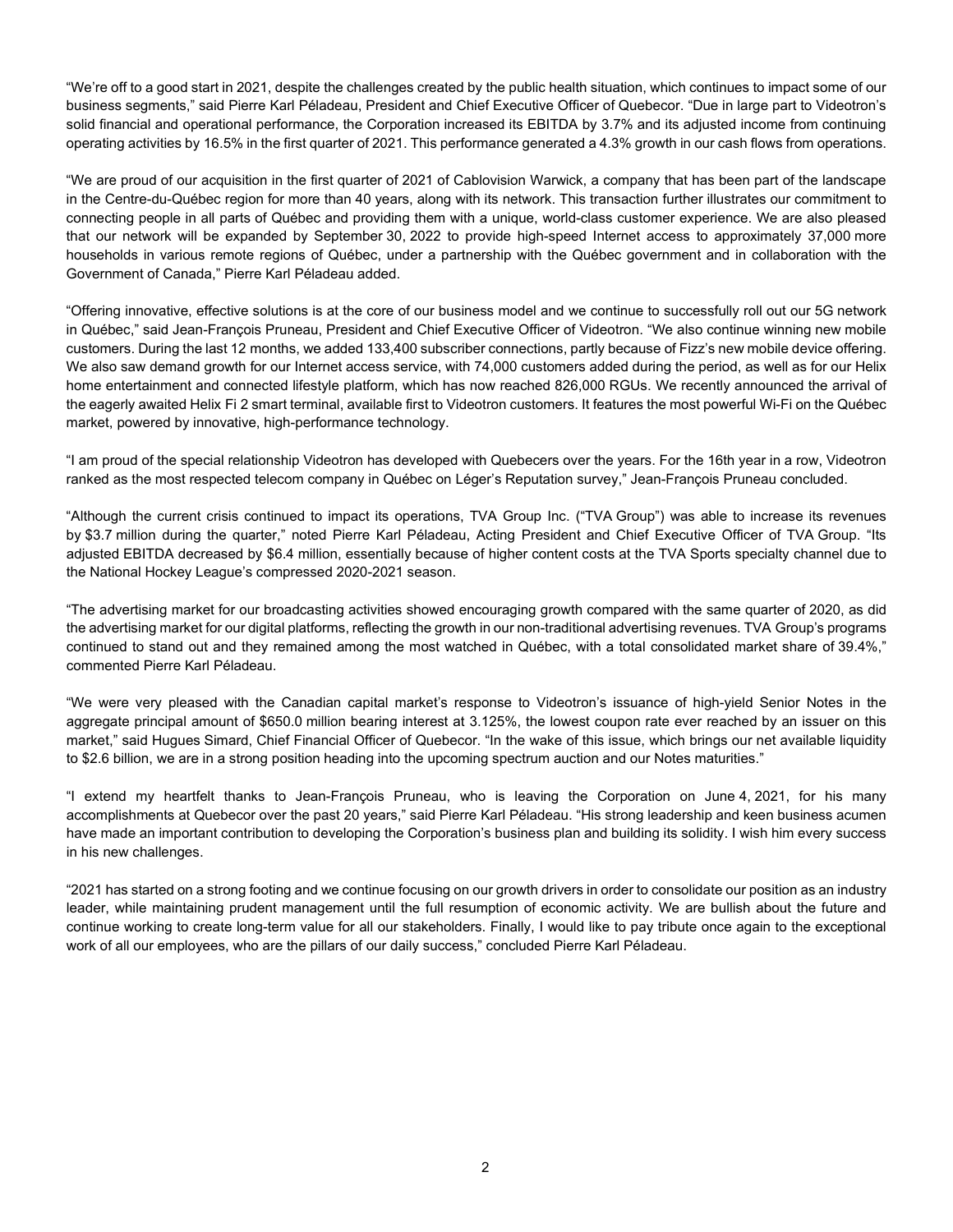"We're off to a good start in 2021, despite the challenges created by the public health situation, which continues to impact some of our business segments," said Pierre Karl Péladeau, President and Chief Executive Officer of Quebecor. "Due in large part to Videotron's solid financial and operational performance, the Corporation increased its EBITDA by 3.7% and its adjusted income from continuing operating activities by 16.5% in the first quarter of 2021. This performance generated a 4.3% growth in our cash flows from operations.

"We are proud of our acquisition in the first quarter of 2021 of Cablovision Warwick, a company that has been part of the landscape in the Centre-du-Québec region for more than 40 years, along with its network. This transaction further illustrates our commitment to connecting people in all parts of Québec and providing them with a unique, world-class customer experience. We are also pleased that our network will be expanded by September 30, 2022 to provide high-speed Internet access to approximately 37,000 more households in various remote regions of Québec, under a partnership with the Québec government and in collaboration with the Government of Canada," Pierre Karl Péladeau added.

"Offering innovative, effective solutions is at the core of our business model and we continue to successfully roll out our 5G network in Québec," said Jean-François Pruneau, President and Chief Executive Officer of Videotron. "We also continue winning new mobile customers. During the last 12 months, we added 133,400 subscriber connections, partly because of Fizz's new mobile device offering. We also saw demand growth for our Internet access service, with 74,000 customers added during the period, as well as for our Helix home entertainment and connected lifestyle platform, which has now reached 826,000 RGUs. We recently announced the arrival of the eagerly awaited Helix Fi 2 smart terminal, available first to Videotron customers. It features the most powerful Wi-Fi on the Québec market, powered by innovative, high-performance technology.

"I am proud of the special relationship Videotron has developed with Quebecers over the years. For the 16th year in a row, Videotron ranked as the most respected telecom company in Québec on Léger's Reputation survey," Jean-François Pruneau concluded.

"Although the current crisis continued to impact its operations, TVA Group Inc. ("TVA Group") was able to increase its revenues by \$3.7 million during the quarter," noted Pierre Karl Péladeau, Acting President and Chief Executive Officer of TVA Group. "Its adjusted EBITDA decreased by \$6.4 million, essentially because of higher content costs at the TVA Sports specialty channel due to the National Hockey League's compressed 2020-2021 season.

"The advertising market for our broadcasting activities showed encouraging growth compared with the same quarter of 2020, as did the advertising market for our digital platforms, reflecting the growth in our non-traditional advertising revenues. TVA Group's programs continued to stand out and they remained among the most watched in Québec, with a total consolidated market share of 39.4%," commented Pierre Karl Péladeau.

"We were very pleased with the Canadian capital market's response to Videotron's issuance of high-yield Senior Notes in the aggregate principal amount of \$650.0 million bearing interest at 3.125%, the lowest coupon rate ever reached by an issuer on this market," said Hugues Simard, Chief Financial Officer of Quebecor. "In the wake of this issue, which brings our net available liquidity to \$2.6 billion, we are in a strong position heading into the upcoming spectrum auction and our Notes maturities."

"I extend my heartfelt thanks to Jean-François Pruneau, who is leaving the Corporation on June 4, 2021, for his many accomplishments at Quebecor over the past 20 years," said Pierre Karl Péladeau. "His strong leadership and keen business acumen have made an important contribution to developing the Corporation's business plan and building its solidity. I wish him every success in his new challenges.

"2021 has started on a strong footing and we continue focusing on our growth drivers in order to consolidate our position as an industry leader, while maintaining prudent management until the full resumption of economic activity. We are bullish about the future and continue working to create long-term value for all our stakeholders. Finally, I would like to pay tribute once again to the exceptional work of all our employees, who are the pillars of our daily success," concluded Pierre Karl Péladeau.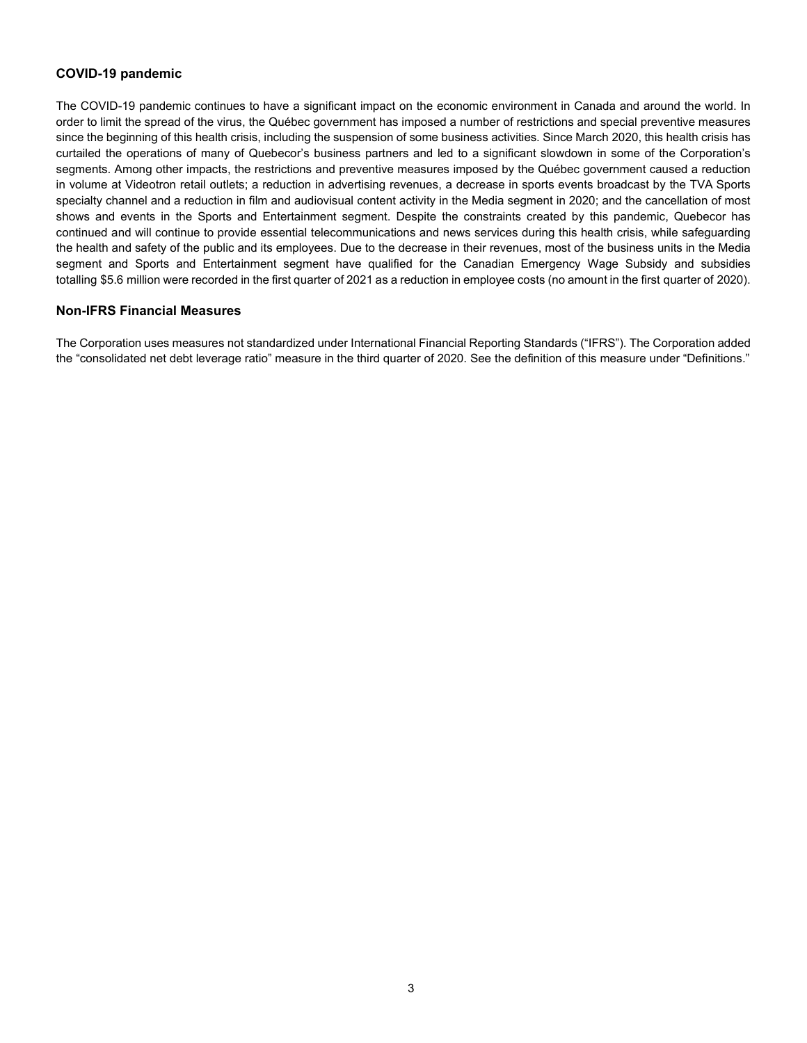## COVID-19 pandemic

The COVID-19 pandemic continues to have a significant impact on the economic environment in Canada and around the world. In order to limit the spread of the virus, the Québec government has imposed a number of restrictions and special preventive measures since the beginning of this health crisis, including the suspension of some business activities. Since March 2020, this health crisis has curtailed the operations of many of Quebecor's business partners and led to a significant slowdown in some of the Corporation's segments. Among other impacts, the restrictions and preventive measures imposed by the Québec government caused a reduction in volume at Videotron retail outlets; a reduction in advertising revenues, a decrease in sports events broadcast by the TVA Sports specialty channel and a reduction in film and audiovisual content activity in the Media segment in 2020; and the cancellation of most shows and events in the Sports and Entertainment segment. Despite the constraints created by this pandemic, Quebecor has continued and will continue to provide essential telecommunications and news services during this health crisis, while safeguarding the health and safety of the public and its employees. Due to the decrease in their revenues, most of the business units in the Media segment and Sports and Entertainment segment have qualified for the Canadian Emergency Wage Subsidy and subsidies totalling $5.6 million were recorded in the first quarter of 2021 as a reduction in employee costs (no amount in the first quarter of 2020).

## Non-IFRS Financial Measures

The Corporation uses measures not standardized under International Financial Reporting Standards ("IFRS"). The Corporation added the "consolidated net debt leverage ratio" measure in the third quarter of 2020. See the definition of this measure under "Definitions."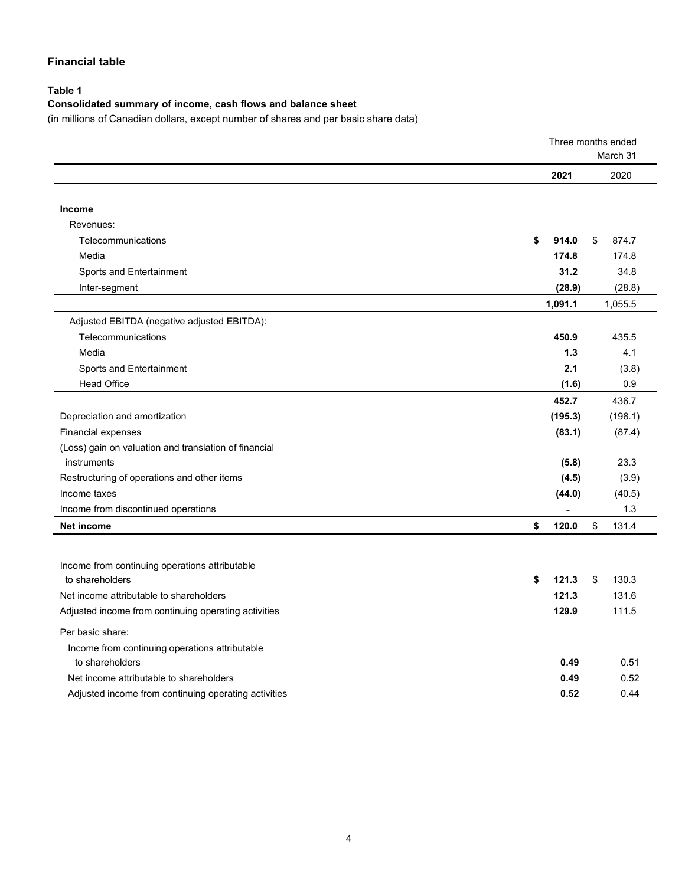## Financial table

**Table 1**

**Consolidated summary of income, cash flows and balance sheet**

(in millions of Canadian dollars, except number of shares and per basic share data)

| | Three months ended March 31 | |
|---|---|---|
| | **2021** | 2020 |
| **Income** | | |
| Revenues: | | |
| Telecommunications | **$ 914.0** | $ 874.7 |
| Media | **174.8** | 174.8 |
| Sports and Entertainment | **31.2** | 34.8 |
| Inter-segment | **(28.9)** | (28.8) |
| | **1,091.1** | 1,055.5 |
| Adjusted EBITDA (negative adjusted EBITDA): | | |
| Telecommunications | **450.9** | 435.5 |
| Media | **1.3** | 4.1 |
| Sports and Entertainment | **2.1** | (3.8) |
| Head Office | **(1.6)** | 0.9 |
| | **452.7** | 436.7 |
| Depreciation and amortization | **(195.3)** | (198.1) |
| Financial expenses | **(83.1)** | (87.4) |
| (Loss) gain on valuation and translation of financial instruments | **(5.8)** | 23.3 |
| Restructuring of operations and other items | **(4.5)** | (3.9) |
| Income taxes | **(44.0)** | (40.5) |
| Income from discontinued operations | **-** | 1.3 |
| **Net income** | **$ 120.0** | $ 131.4 |
| | | |
| Income from continuing operations attributable to shareholders | **$ 121.3** | $ 130.3 |
| Net income attributable to shareholders | **121.3** | 131.6 |
| Adjusted income from continuing operating activities | **129.9** | 111.5 |
| Per basic share: | | |
| Income from continuing operations attributable to shareholders | **0.49** | 0.51 |
| Net income attributable to shareholders | **0.49** | 0.52 |
| Adjusted income from continuing operating activities | **0.52** | 0.44 |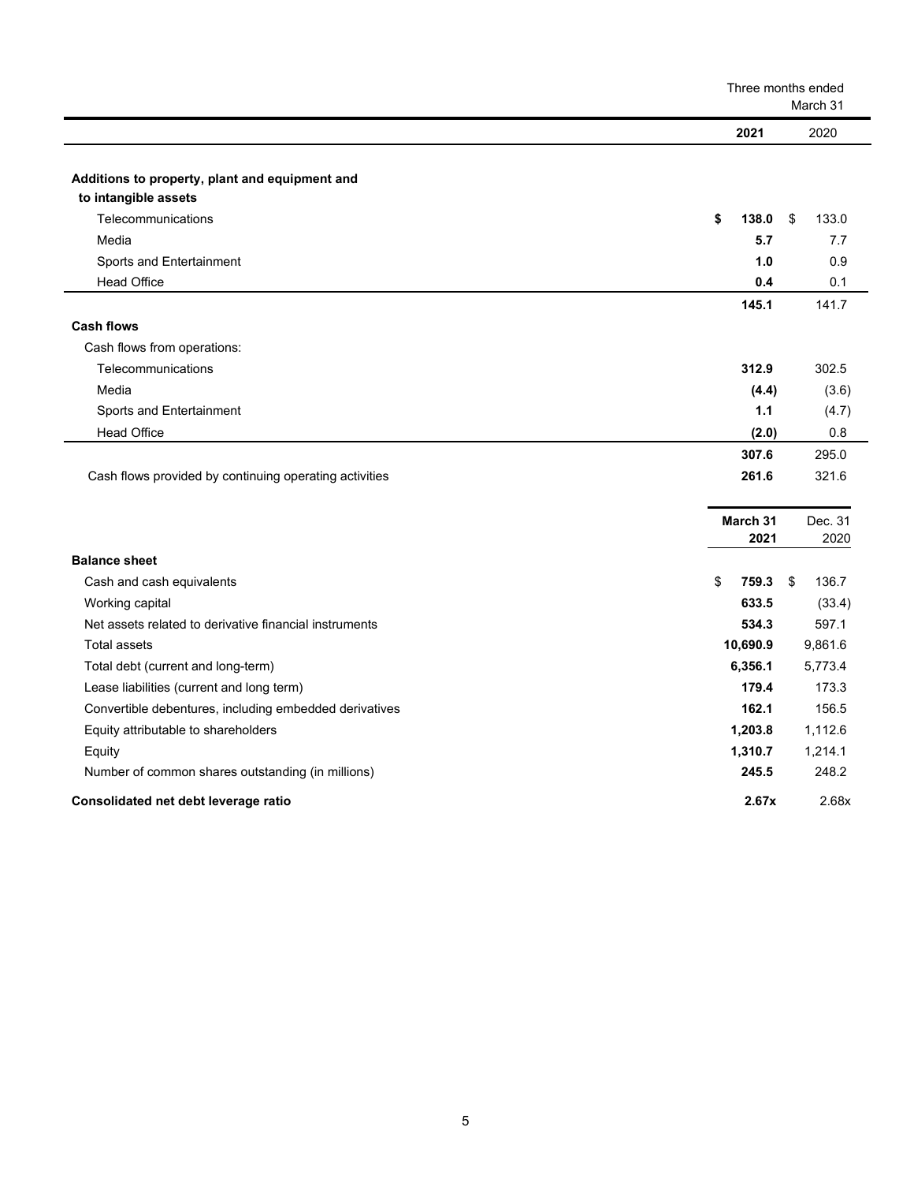| | Three months ended March 31 | |
|---|---|---|
| | **2021** | 2020 |
| **Additions to property, plant and equipment and to intangible assets** | | |
| Telecommunications | **$ 138.0** | $ 133.0 |
| Media | **5.7** | 7.7 |
| Sports and Entertainment | **1.0** | 0.9 |
| Head Office | **0.4** | 0.1 |
| | **145.1** | 141.7 |
| **Cash flows** | | |
| Cash flows from operations: | | |
| Telecommunications | **312.9** | 302.5 |
| Media | **(4.4)** | (3.6) |
| Sports and Entertainment | **1.1** | (4.7) |
| Head Office | **(2.0)** | 0.8 |
| | **307.6** | 295.0 |
| Cash flows provided by continuing operating activities | **261.6** | 321.6 |

| | **March 31 2021** | Dec. 31 2020 |
|---|---|---|
| **Balance sheet** | | |
| Cash and cash equivalents | **$ 759.3** | $ 136.7 |
| Working capital | **633.5** | (33.4) |
| Net assets related to derivative financial instruments | **534.3** | 597.1 |
| Total assets | **10,690.9** | 9,861.6 |
| Total debt (current and long-term) | **6,356.1** | 5,773.4 |
| Lease liabilities (current and long term) | **179.4** | 173.3 |
| Convertible debentures, including embedded derivatives | **162.1** | 156.5 |
| Equity attributable to shareholders | **1,203.8** | 1,112.6 |
| Equity | **1,310.7** | 1,214.1 |
| Number of common shares outstanding (in millions) | **245.5** | 248.2 |
| **Consolidated net debt leverage ratio** | **2.67x** | 2.68x |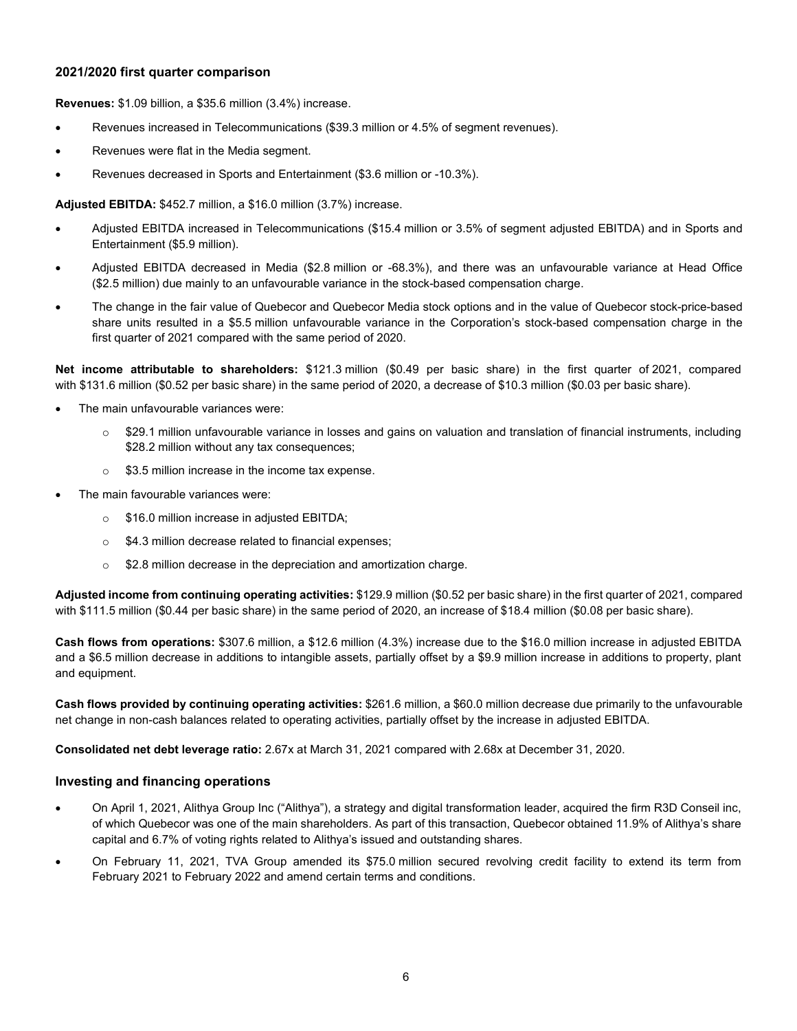### 2021/2020 first quarter comparison

**Revenues:** $1.09 billion, a $35.6 million (3.4%) increase.

- Revenues increased in Telecommunications ($39.3 million or 4.5% of segment revenues).
- Revenues were flat in the Media segment.
- Revenues decreased in Sports and Entertainment ($3.6 million or -10.3%).

**Adjusted EBITDA:** $452.7 million, a $16.0 million (3.7%) increase.

- Adjusted EBITDA increased in Telecommunications ($15.4 million or 3.5% of segment adjusted EBITDA) and in Sports and Entertainment ($5.9 million).
- Adjusted EBITDA decreased in Media ($2.8 million or -68.3%), and there was an unfavourable variance at Head Office ($2.5 million) due mainly to an unfavourable variance in the stock-based compensation charge.
- The change in the fair value of Quebecor and Quebecor Media stock options and in the value of Quebecor stock-price-based share units resulted in a $5.5 million unfavourable variance in the Corporation's stock-based compensation charge in the first quarter of 2021 compared with the same period of 2020.

**Net income attributable to shareholders:** $121.3 million ($0.49 per basic share) in the first quarter of 2021, compared with $131.6 million ($0.52 per basic share) in the same period of 2020, a decrease of $10.3 million ($0.03 per basic share).

- The main unfavourable variances were:
  - $29.1 million unfavourable variance in losses and gains on valuation and translation of financial instruments, including $28.2 million without any tax consequences;
  - $3.5 million increase in the income tax expense.
- The main favourable variances were:
  - $16.0 million increase in adjusted EBITDA;
  - $4.3 million decrease related to financial expenses;
  - $2.8 million decrease in the depreciation and amortization charge.

**Adjusted income from continuing operating activities:** $129.9 million ($0.52 per basic share) in the first quarter of 2021, compared with $111.5 million ($0.44 per basic share) in the same period of 2020, an increase of $18.4 million ($0.08 per basic share).

**Cash flows from operations:** $307.6 million, a $12.6 million (4.3%) increase due to the $16.0 million increase in adjusted EBITDA and a $6.5 million decrease in additions to intangible assets, partially offset by a $9.9 million increase in additions to property, plant and equipment.

**Cash flows provided by continuing operating activities:** $261.6 million, a $60.0 million decrease due primarily to the unfavourable net change in non-cash balances related to operating activities, partially offset by the increase in adjusted EBITDA.

**Consolidated net debt leverage ratio:** 2.67x at March 31, 2021 compared with 2.68x at December 31, 2020.

### Investing and financing operations

- On April 1, 2021, Alithya Group Inc ("Alithya"), a strategy and digital transformation leader, acquired the firm R3D Conseil inc, of which Quebecor was one of the main shareholders. As part of this transaction, Quebecor obtained 11.9% of Alithya's share capital and 6.7% of voting rights related to Alithya's issued and outstanding shares.
- On February 11, 2021, TVA Group amended its $75.0 million secured revolving credit facility to extend its term from February 2021 to February 2022 and amend certain terms and conditions.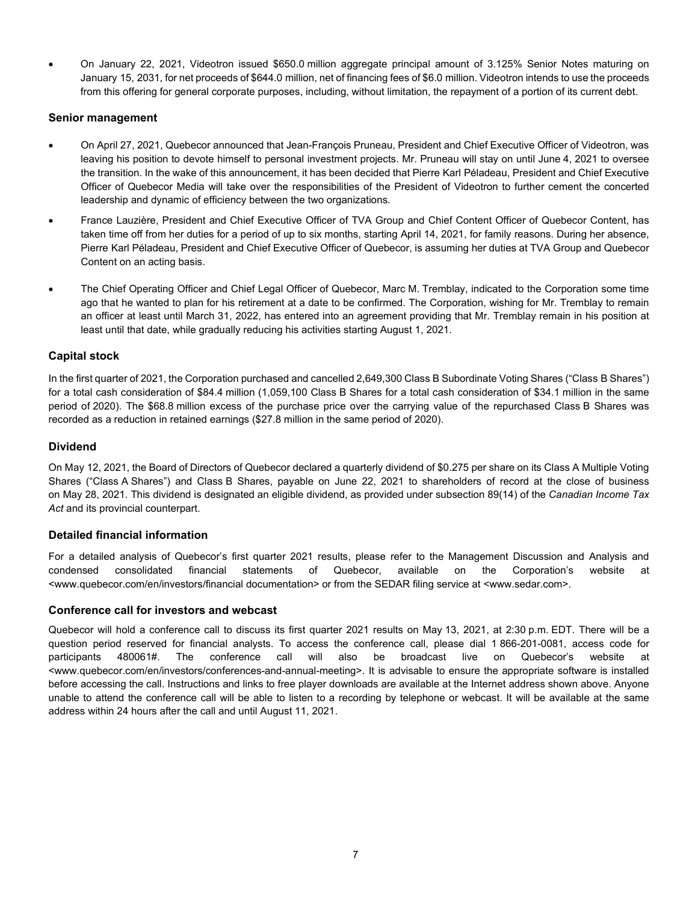- On January 22, 2021, Videotron issued $650.0 million aggregate principal amount of 3.125% Senior Notes maturing on January 15, 2031, for net proceeds of $644.0 million, net of financing fees of $6.0 million. Videotron intends to use the proceeds from this offering for general corporate purposes, including, without limitation, the repayment of a portion of its current debt.

### Senior management

- On April 27, 2021, Quebecor announced that Jean-François Pruneau, President and Chief Executive Officer of Videotron, was leaving his position to devote himself to personal investment projects. Mr. Pruneau will stay on until June 4, 2021 to oversee the transition. In the wake of this announcement, it has been decided that Pierre Karl Péladeau, President and Chief Executive Officer of Quebecor Media will take over the responsibilities of the President of Videotron to further cement the concerted leadership and dynamic of efficiency between the two organizations.
- France Lauzière, President and Chief Executive Officer of TVA Group and Chief Content Officer of Quebecor Content, has taken time off from her duties for a period of up to six months, starting April 14, 2021, for family reasons. During her absence, Pierre Karl Péladeau, President and Chief Executive Officer of Quebecor, is assuming her duties at TVA Group and Quebecor Content on an acting basis.
- The Chief Operating Officer and Chief Legal Officer of Quebecor, Marc M. Tremblay, indicated to the Corporation some time ago that he wanted to plan for his retirement at a date to be confirmed. The Corporation, wishing for Mr. Tremblay to remain an officer at least until March 31, 2022, has entered into an agreement providing that Mr. Tremblay remain in his position at least until that date, while gradually reducing his activities starting August 1, 2021.

### Capital stock

In the first quarter of 2021, the Corporation purchased and cancelled 2,649,300 Class B Subordinate Voting Shares ("Class B Shares") for a total cash consideration of $84.4 million (1,059,100 Class B Shares for a total cash consideration of $34.1 million in the same period of 2020). The $68.8 million excess of the purchase price over the carrying value of the repurchased Class B Shares was recorded as a reduction in retained earnings ($27.8 million in the same period of 2020).

### Dividend

On May 12, 2021, the Board of Directors of Quebecor declared a quarterly dividend of $0.275 per share on its Class A Multiple Voting Shares ("Class A Shares") and Class B Shares, payable on June 22, 2021 to shareholders of record at the close of business on May 28, 2021. This dividend is designated an eligible dividend, as provided under subsection 89(14) of the *Canadian Income Tax Act* and its provincial counterpart.

### Detailed financial information

For a detailed analysis of Quebecor's first quarter 2021 results, please refer to the Management Discussion and Analysis and condensed consolidated financial statements of Quebecor, available on the Corporation's website at <www.quebecor.com/en/investors/financial documentation> or from the SEDAR filing service at <www.sedar.com>.

### Conference call for investors and webcast

Quebecor will hold a conference call to discuss its first quarter 2021 results on May 13, 2021, at 2:30 p.m. EDT. There will be a question period reserved for financial analysts. To access the conference call, please dial 1 866-201-0081, access code for participants 480061#. The conference call will also be broadcast live on Quebecor's website at <www.quebecor.com/en/investors/conferences-and-annual-meeting>. It is advisable to ensure the appropriate software is installed before accessing the call. Instructions and links to free player downloads are available at the Internet address shown above. Anyone unable to attend the conference call will be able to listen to a recording by telephone or webcast. It will be available at the same address within 24 hours after the call and until August 11, 2021.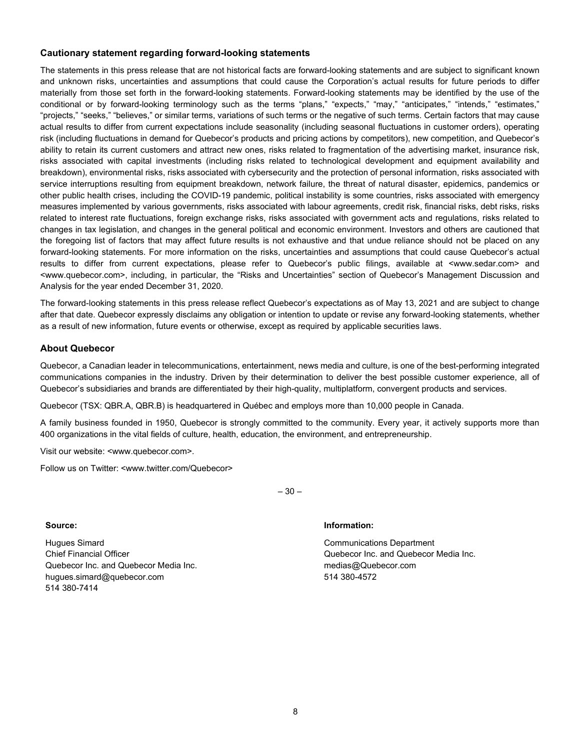### Cautionary statement regarding forward-looking statements

The statements in this press release that are not historical facts are forward-looking statements and are subject to significant known and unknown risks, uncertainties and assumptions that could cause the Corporation's actual results for future periods to differ materially from those set forth in the forward-looking statements. Forward-looking statements may be identified by the use of the conditional or by forward-looking terminology such as the terms "plans," "expects," "may," "anticipates," "intends," "estimates," "projects," "seeks," "believes," or similar terms, variations of such terms or the negative of such terms. Certain factors that may cause actual results to differ from current expectations include seasonality (including seasonal fluctuations in customer orders), operating risk (including fluctuations in demand for Quebecor's products and pricing actions by competitors), new competition, and Quebecor's ability to retain its current customers and attract new ones, risks related to fragmentation of the advertising market, insurance risk, risks associated with capital investments (including risks related to technological development and equipment availability and breakdown), environmental risks, risks associated with cybersecurity and the protection of personal information, risks associated with service interruptions resulting from equipment breakdown, network failure, the threat of natural disaster, epidemics, pandemics or other public health crises, including the COVID-19 pandemic, political instability is some countries, risks associated with emergency measures implemented by various governments, risks associated with labour agreements, credit risk, financial risks, debt risks, risks related to interest rate fluctuations, foreign exchange risks, risks associated with government acts and regulations, risks related to changes in tax legislation, and changes in the general political and economic environment. Investors and others are cautioned that the foregoing list of factors that may affect future results is not exhaustive and that undue reliance should not be placed on any forward-looking statements. For more information on the risks, uncertainties and assumptions that could cause Quebecor's actual results to differ from current expectations, please refer to Quebecor's public filings, available at <www.sedar.com> and <www.quebecor.com>, including, in particular, the "Risks and Uncertainties" section of Quebecor's Management Discussion and Analysis for the year ended December 31, 2020.

The forward-looking statements in this press release reflect Quebecor's expectations as of May 13, 2021 and are subject to change after that date. Quebecor expressly disclaims any obligation or intention to update or revise any forward-looking statements, whether as a result of new information, future events or otherwise, except as required by applicable securities laws.

### About Quebecor

Quebecor, a Canadian leader in telecommunications, entertainment, news media and culture, is one of the best-performing integrated communications companies in the industry. Driven by their determination to deliver the best possible customer experience, all of Quebecor's subsidiaries and brands are differentiated by their high-quality, multiplatform, convergent products and services.

Quebecor (TSX: QBR.A, QBR.B) is headquartered in Québec and employs more than 10,000 people in Canada.

A family business founded in 1950, Quebecor is strongly committed to the community. Every year, it actively supports more than 400 organizations in the vital fields of culture, health, education, the environment, and entrepreneurship.

Visit our website: <www.quebecor.com>.

Follow us on Twitter: <www.twitter.com/Quebecor>

– 30 –

**Source:**

Hugues Simard
Chief Financial Officer
Quebecor Inc. and Quebecor Media Inc.
hugues.simard@quebecor.com
514 380-7414

**Information:**

Communications Department
Quebecor Inc. and Quebecor Media Inc.
medias@Quebecor.com
514 380-4572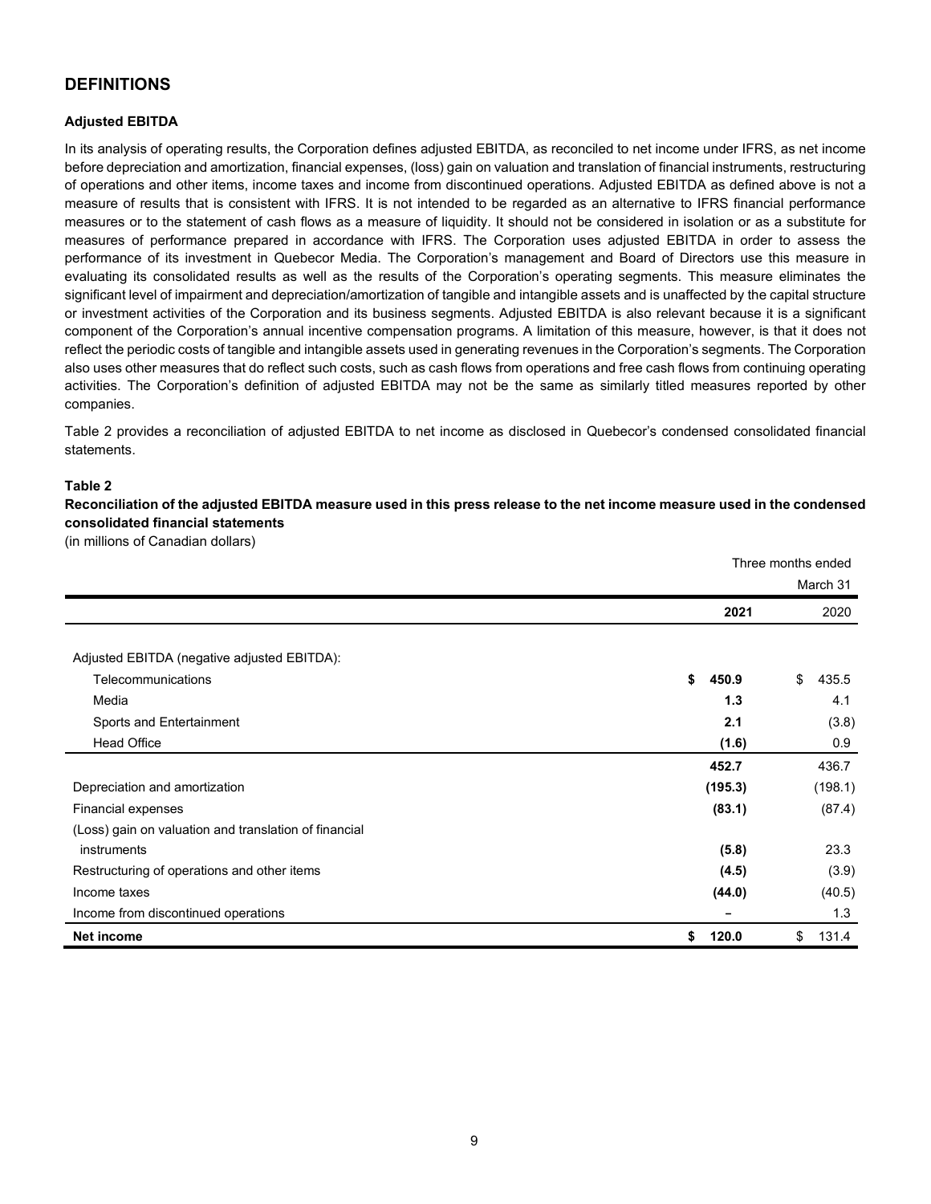## DEFINITIONS

### Adjusted EBITDA

In its analysis of operating results, the Corporation defines adjusted EBITDA, as reconciled to net income under IFRS, as net income before depreciation and amortization, financial expenses, (loss) gain on valuation and translation of financial instruments, restructuring of operations and other items, income taxes and income from discontinued operations. Adjusted EBITDA as defined above is not a measure of results that is consistent with IFRS. It is not intended to be regarded as an alternative to IFRS financial performance measures or to the statement of cash flows as a measure of liquidity. It should not be considered in isolation or as a substitute for measures of performance prepared in accordance with IFRS. The Corporation uses adjusted EBITDA in order to assess the performance of its investment in Quebecor Media. The Corporation's management and Board of Directors use this measure in evaluating its consolidated results as well as the results of the Corporation's operating segments. This measure eliminates the significant level of impairment and depreciation/amortization of tangible and intangible assets and is unaffected by the capital structure or investment activities of the Corporation and its business segments. Adjusted EBITDA is also relevant because it is a significant component of the Corporation's annual incentive compensation programs. A limitation of this measure, however, is that it does not reflect the periodic costs of tangible and intangible assets used in generating revenues in the Corporation's segments. The Corporation also uses other measures that do reflect such costs, such as cash flows from operations and free cash flows from continuing operating activities. The Corporation's definition of adjusted EBITDA may not be the same as similarly titled measures reported by other companies.

Table 2 provides a reconciliation of adjusted EBITDA to net income as disclosed in Quebecor's condensed consolidated financial statements.

**Table 2**

**Reconciliation of the adjusted EBITDA measure used in this press release to the net income measure used in the condensed consolidated financial statements**

(in millions of Canadian dollars)

| | Three months ended March 31 | |
|---|---|---|
| | **2021** | 2020 |
| Adjusted EBITDA (negative adjusted EBITDA): | | |
| Telecommunications | **$ 450.9** | $ 435.5 |
| Media | **1.3** | 4.1 |
| Sports and Entertainment | **2.1** | (3.8) |
| Head Office | **(1.6)** | 0.9 |
| | **452.7** | 436.7 |
| Depreciation and amortization | **(195.3)** | (198.1) |
| Financial expenses | **(83.1)** | (87.4) |
| (Loss) gain on valuation and translation of financial instruments | **(5.8)** | 23.3 |
| Restructuring of operations and other items | **(4.5)** | (3.9) |
| Income taxes | **(44.0)** | (40.5) |
| Income from discontinued operations | **–** | 1.3 |
| **Net income** | **$ 120.0** | $ 131.4 |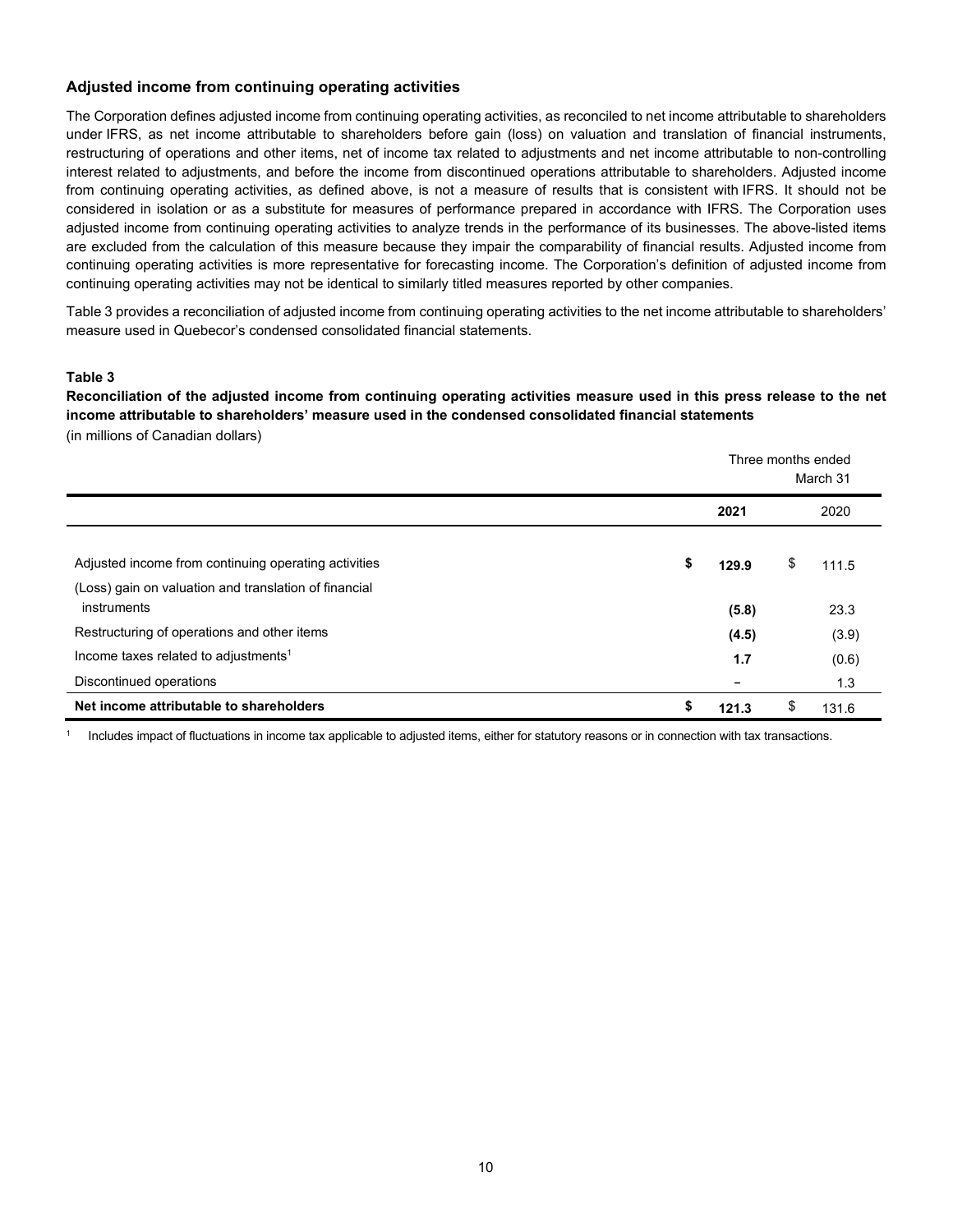### Adjusted income from continuing operating activities

The Corporation defines adjusted income from continuing operating activities, as reconciled to net income attributable to shareholders under IFRS, as net income attributable to shareholders before gain (loss) on valuation and translation of financial instruments, restructuring of operations and other items, net of income tax related to adjustments and net income attributable to non-controlling interest related to adjustments, and before the income from discontinued operations attributable to shareholders. Adjusted income from continuing operating activities, as defined above, is not a measure of results that is consistent with IFRS. It should not be considered in isolation or as a substitute for measures of performance prepared in accordance with IFRS. The Corporation uses adjusted income from continuing operating activities to analyze trends in the performance of its businesses. The above-listed items are excluded from the calculation of this measure because they impair the comparability of financial results. Adjusted income from continuing operating activities is more representative for forecasting income. The Corporation's definition of adjusted income from continuing operating activities may not be identical to similarly titled measures reported by other companies.

Table 3 provides a reconciliation of adjusted income from continuing operating activities to the net income attributable to shareholders' measure used in Quebecor's condensed consolidated financial statements.

**Table 3**

**Reconciliation of the adjusted income from continuing operating activities measure used in this press release to the net income attributable to shareholders' measure used in the condensed consolidated financial statements**

(in millions of Canadian dollars)

| | Three months ended March 31 | |
|---|---|---|
| | **2021** | 2020 |
| Adjusted income from continuing operating activities | **$ 129.9** | $ 111.5 |
| (Loss) gain on valuation and translation of financial instruments | **(5.8)** | 23.3 |
| Restructuring of operations and other items | **(4.5)** | (3.9) |
| Income taxes related to adjustments[1] | **1.7** | (0.6) |
| Discontinued operations | **–** | 1.3 |
| **Net income attributable to shareholders** | **$ 121.3** | $ 131.6 |

[1] Includes impact of fluctuations in income tax applicable to adjusted items, either for statutory reasons or in connection with tax transactions.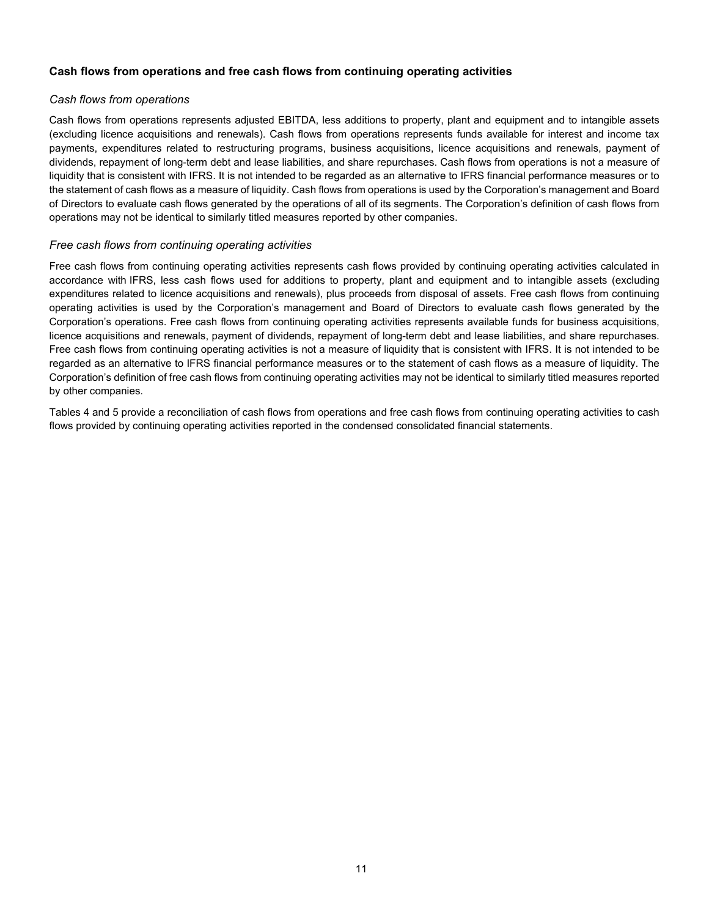## Cash flows from operations and free cash flows from continuing operating activities

### *Cash flows from operations*

Cash flows from operations represents adjusted EBITDA, less additions to property, plant and equipment and to intangible assets (excluding licence acquisitions and renewals). Cash flows from operations represents funds available for interest and income tax payments, expenditures related to restructuring programs, business acquisitions, licence acquisitions and renewals, payment of dividends, repayment of long-term debt and lease liabilities, and share repurchases. Cash flows from operations is not a measure of liquidity that is consistent with IFRS. It is not intended to be regarded as an alternative to IFRS financial performance measures or to the statement of cash flows as a measure of liquidity. Cash flows from operations is used by the Corporation's management and Board of Directors to evaluate cash flows generated by the operations of all of its segments. The Corporation's definition of cash flows from operations may not be identical to similarly titled measures reported by other companies.

### *Free cash flows from continuing operating activities*

Free cash flows from continuing operating activities represents cash flows provided by continuing operating activities calculated in accordance with IFRS, less cash flows used for additions to property, plant and equipment and to intangible assets (excluding expenditures related to licence acquisitions and renewals), plus proceeds from disposal of assets. Free cash flows from continuing operating activities is used by the Corporation's management and Board of Directors to evaluate cash flows generated by the Corporation's operations. Free cash flows from continuing operating activities represents available funds for business acquisitions, licence acquisitions and renewals, payment of dividends, repayment of long-term debt and lease liabilities, and share repurchases. Free cash flows from continuing operating activities is not a measure of liquidity that is consistent with IFRS. It is not intended to be regarded as an alternative to IFRS financial performance measures or to the statement of cash flows as a measure of liquidity. The Corporation's definition of free cash flows from continuing operating activities may not be identical to similarly titled measures reported by other companies.

Tables 4 and 5 provide a reconciliation of cash flows from operations and free cash flows from continuing operating activities to cash flows provided by continuing operating activities reported in the condensed consolidated financial statements.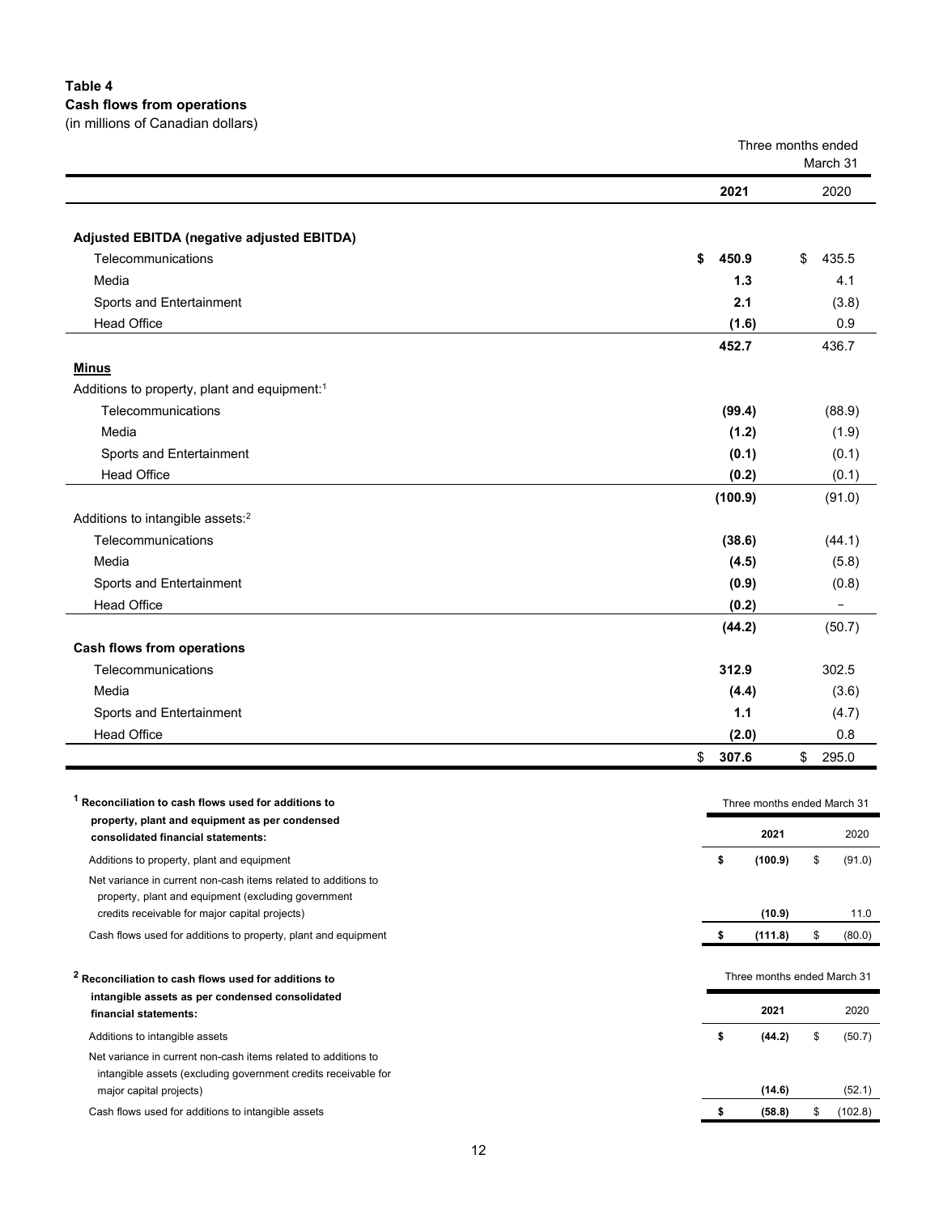**Table 4**
**Cash flows from operations**
(in millions of Canadian dollars)

| | Three months ended March 31 | |
|---|---|---|
| | **2021** | 2020 |
| **Adjusted EBITDA (negative adjusted EBITDA)** | | |
| Telecommunications | **$ 450.9** | $ 435.5 |
| Media | **1.3** | 4.1 |
| Sports and Entertainment | **2.1** | (3.8) |
| Head Office | **(1.6)** | 0.9 |
| | **452.7** | 436.7 |
| **Minus** | | |
| Additions to property, plant and equipment:[1] | | |
| Telecommunications | **(99.4)** | (88.9) |
| Media | **(1.2)** | (1.9) |
| Sports and Entertainment | **(0.1)** | (0.1) |
| Head Office | **(0.2)** | (0.1) |
| | **(100.9)** | (91.0) |
| Additions to intangible assets:[2] | | |
| Telecommunications | **(38.6)** | (44.1) |
| Media | **(4.5)** | (5.8) |
| Sports and Entertainment | **(0.9)** | (0.8) |
| Head Office | **(0.2)** | – |
| | **(44.2)** | (50.7) |
| **Cash flows from operations** | | |
| Telecommunications | **312.9** | 302.5 |
| Media | **(4.4)** | (3.6) |
| Sports and Entertainment | **1.1** | (4.7) |
| Head Office | **(2.0)** | 0.8 |
| | $ **307.6** | $ 295.0 |

| [1] **Reconciliation to cash flows used for additions to property, plant and equipment as per condensed consolidated financial statements:** | Three months ended March 31 | |
|---|---|---|
| | **2021** | 2020 |
| Additions to property, plant and equipment | **$ (100.9)** | $ (91.0) |
| Net variance in current non-cash items related to additions to property, plant and equipment (excluding government credits receivable for major capital projects) | **(10.9)** | 11.0 |
| Cash flows used for additions to property, plant and equipment | **$ (111.8)** | $ (80.0) |

| [2] **Reconciliation to cash flows used for additions to intangible assets as per condensed consolidated financial statements:** | Three months ended March 31 | |
|---|---|---|
| | **2021** | 2020 |
| Additions to intangible assets | **$ (44.2)** | $ (50.7) |
| Net variance in current non-cash items related to additions to intangible assets (excluding government credits receivable for major capital projects) | **(14.6)** | (52.1) |
| Cash flows used for additions to intangible assets | **$ (58.8)** | $ (102.8) |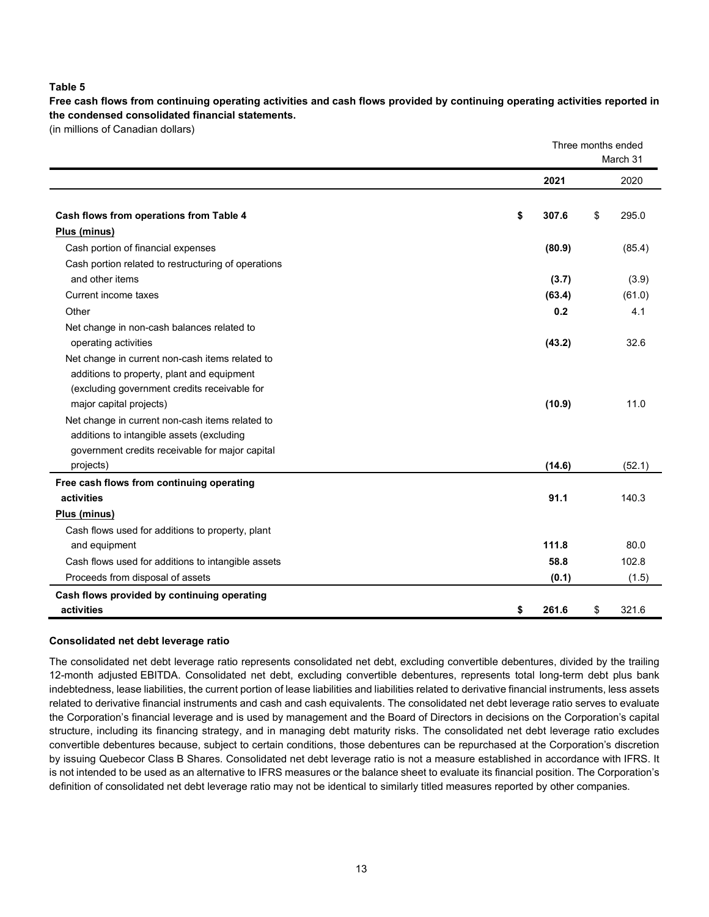**Table 5**

**Free cash flows from continuing operating activities and cash flows provided by continuing operating activities reported in the condensed consolidated financial statements.**

(in millions of Canadian dollars)

| | Three months ended March 31 | |
|---|---|---|
| | **2021** | 2020 |
| **Cash flows from operations from Table 4** | **$ 307.6** | $ 295.0 |
| **Plus (minus)** | | |
| Cash portion of financial expenses | **(80.9)** | (85.4) |
| Cash portion related to restructuring of operations and other items | **(3.7)** | (3.9) |
| Current income taxes | **(63.4)** | (61.0) |
| Other | **0.2** | 4.1 |
| Net change in non-cash balances related to operating activities | **(43.2)** | 32.6 |
| Net change in current non-cash items related to additions to property, plant and equipment (excluding government credits receivable for major capital projects) | **(10.9)** | 11.0 |
| Net change in current non-cash items related to additions to intangible assets (excluding government credits receivable for major capital projects) | **(14.6)** | (52.1) |
| **Free cash flows from continuing operating activities** | **91.1** | 140.3 |
| **Plus (minus)** | | |
| Cash flows used for additions to property, plant and equipment | **111.8** | 80.0 |
| Cash flows used for additions to intangible assets | **58.8** | 102.8 |
| Proceeds from disposal of assets | **(0.1)** | (1.5) |
| **Cash flows provided by continuing operating activities** | **$ 261.6** | $ 321.6 |

**Consolidated net debt leverage ratio**

The consolidated net debt leverage ratio represents consolidated net debt, excluding convertible debentures, divided by the trailing 12-month adjusted EBITDA. Consolidated net debt, excluding convertible debentures, represents total long-term debt plus bank indebtedness, lease liabilities, the current portion of lease liabilities and liabilities related to derivative financial instruments, less assets related to derivative financial instruments and cash and cash equivalents. The consolidated net debt leverage ratio serves to evaluate the Corporation's financial leverage and is used by management and the Board of Directors in decisions on the Corporation's capital structure, including its financing strategy, and in managing debt maturity risks. The consolidated net debt leverage ratio excludes convertible debentures because, subject to certain conditions, those debentures can be repurchased at the Corporation's discretion by issuing Quebecor Class B Shares. Consolidated net debt leverage ratio is not a measure established in accordance with IFRS. It is not intended to be used as an alternative to IFRS measures or the balance sheet to evaluate its financial position. The Corporation's definition of consolidated net debt leverage ratio may not be identical to similarly titled measures reported by other companies.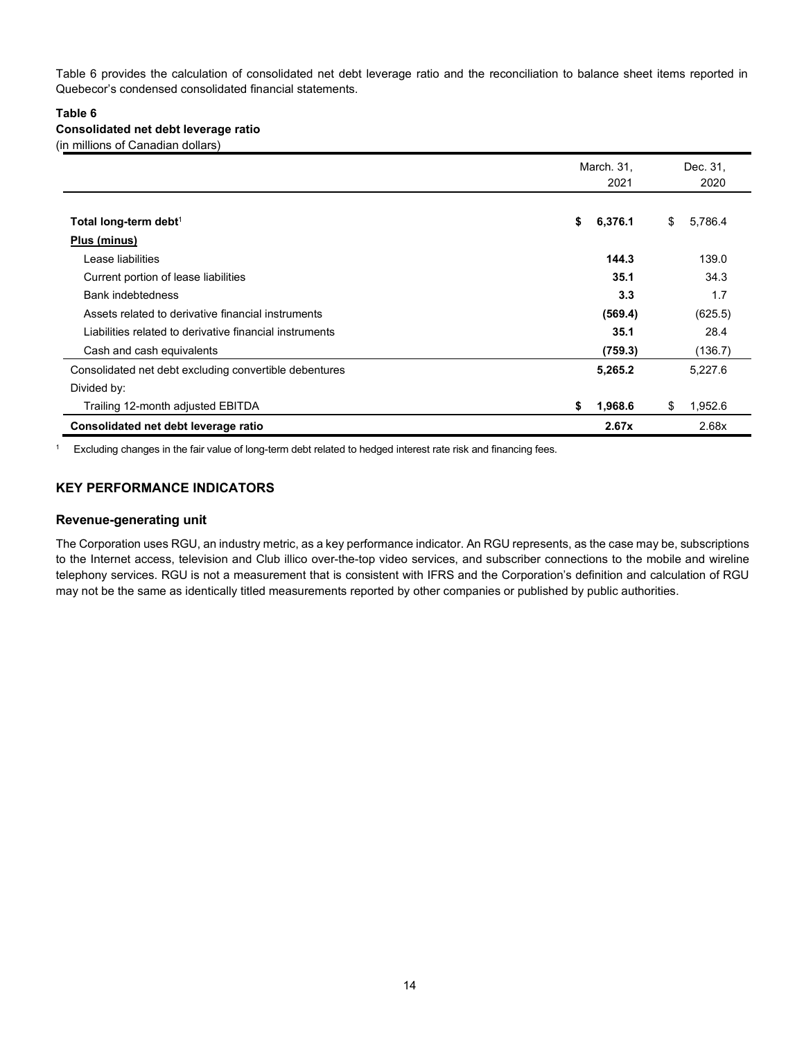Table 6 provides the calculation of consolidated net debt leverage ratio and the reconciliation to balance sheet items reported in Quebecor's condensed consolidated financial statements.

**Table 6**
**Consolidated net debt leverage ratio**
(in millions of Canadian dollars)

| | March. 31, 2021 | Dec. 31, 2020 |
|---|---|---|
| **Total long-term debt**[1] | **$ 6,376.1** | $ 5,786.4 |
| **Plus (minus)** | | |
| Lease liabilities | **144.3** | 139.0 |
| Current portion of lease liabilities | **35.1** | 34.3 |
| Bank indebtedness | **3.3** | 1.7 |
| Assets related to derivative financial instruments | **(569.4)** | (625.5) |
| Liabilities related to derivative financial instruments | **35.1** | 28.4 |
| Cash and cash equivalents | **(759.3)** | (136.7) |
| Consolidated net debt excluding convertible debentures | **5,265.2** | 5,227.6 |
| Divided by: | | |
| Trailing 12-month adjusted EBITDA | **$ 1,968.6** | $ 1,952.6 |
| **Consolidated net debt leverage ratio** | **2.67x** | 2.68x |

[1] Excluding changes in the fair value of long-term debt related to hedged interest rate risk and financing fees.

## KEY PERFORMANCE INDICATORS

### Revenue-generating unit

The Corporation uses RGU, an industry metric, as a key performance indicator. An RGU represents, as the case may be, subscriptions to the Internet access, television and Club illico over-the-top video services, and subscriber connections to the mobile and wireline telephony services. RGU is not a measurement that is consistent with IFRS and the Corporation's definition and calculation of RGU may not be the same as identically titled measurements reported by other companies or published by public authorities.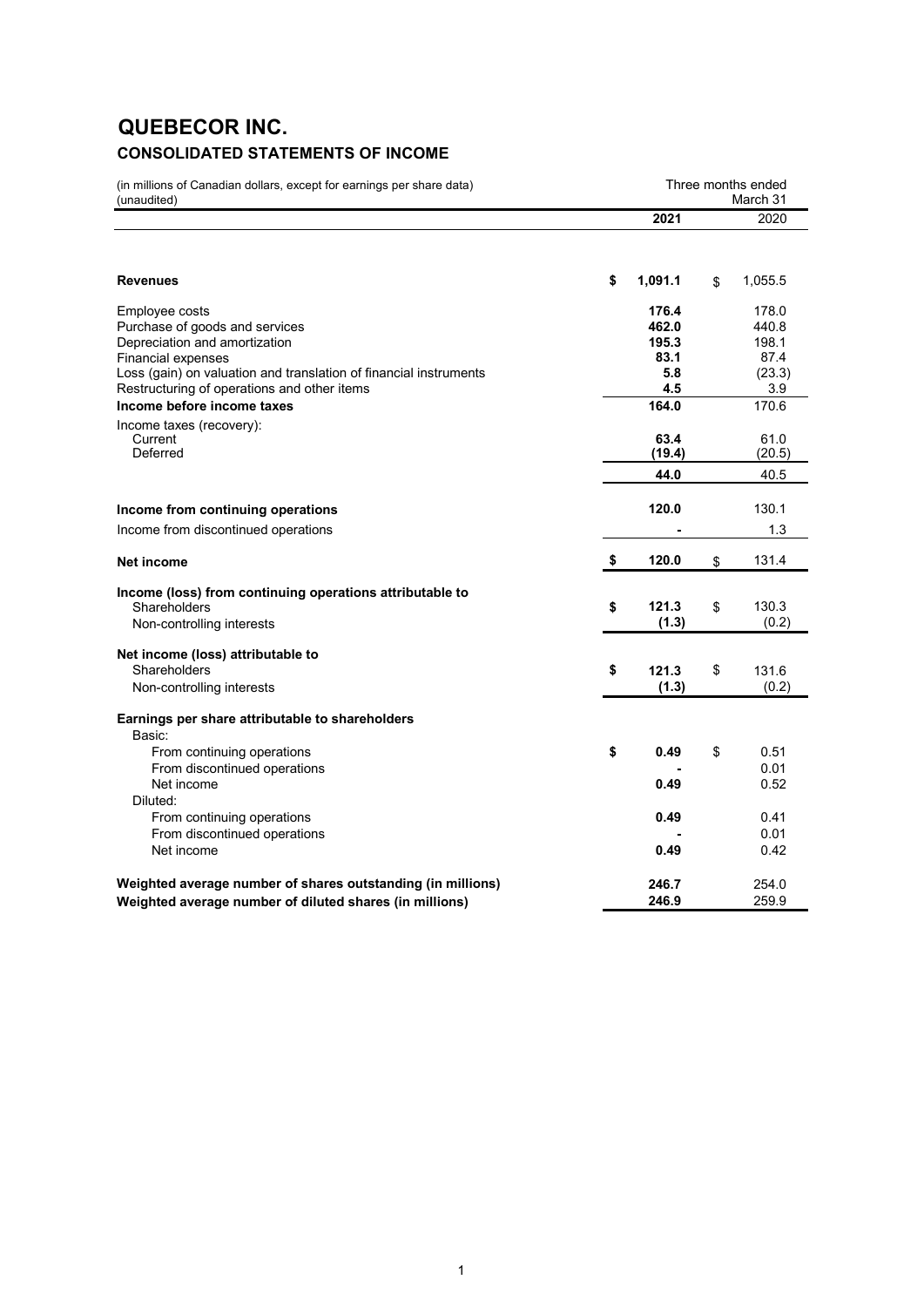# QUEBECOR INC.

## CONSOLIDATED STATEMENTS OF INCOME

| (in millions of Canadian dollars, except for earnings per share data) (unaudited) | Three months ended March 31 | |
|---|---|---|
| | **2021** | 2020 |
| **Revenues** | **$ 1,091.1** | $ 1,055.5 |
| Employee costs | **176.4** | 178.0 |
| Purchase of goods and services | **462.0** | 440.8 |
| Depreciation and amortization | **195.3** | 198.1 |
| Financial expenses | **83.1** | 87.4 |
| Loss (gain) on valuation and translation of financial instruments | **5.8** | (23.3) |
| Restructuring of operations and other items | **4.5** | 3.9 |
| **Income before income taxes** | **164.0** | 170.6 |
| Income taxes (recovery): | | |
| Current | **63.4** | 61.0 |
| Deferred | **(19.4)** | (20.5) |
| | **44.0** | 40.5 |
| **Income from continuing operations** | **120.0** | 130.1 |
| Income from discontinued operations | **-** | 1.3 |
| **Net income** | **$ 120.0** | $ 131.4 |
| **Income (loss) from continuing operations attributable to** | | |
| Shareholders | **$ 121.3** | $ 130.3 |
| Non-controlling interests | **(1.3)** | (0.2) |
| **Net income (loss) attributable to** | | |
| Shareholders | **$ 121.3** | $ 131.6 |
| Non-controlling interests | **(1.3)** | (0.2) |
| **Earnings per share attributable to shareholders** | | |
| Basic: | | |
| From continuing operations | **$ 0.49** | $ 0.51 |
| From discontinued operations | **-** | 0.01 |
| Net income | **0.49** | 0.52 |
| Diluted: | | |
| From continuing operations | **0.49** | 0.41 |
| From discontinued operations | **-** | 0.01 |
| Net income | **0.49** | 0.42 |
| **Weighted average number of shares outstanding (in millions)** | **246.7** | 254.0 |
| **Weighted average number of diluted shares (in millions)** | **246.9** | 259.9 |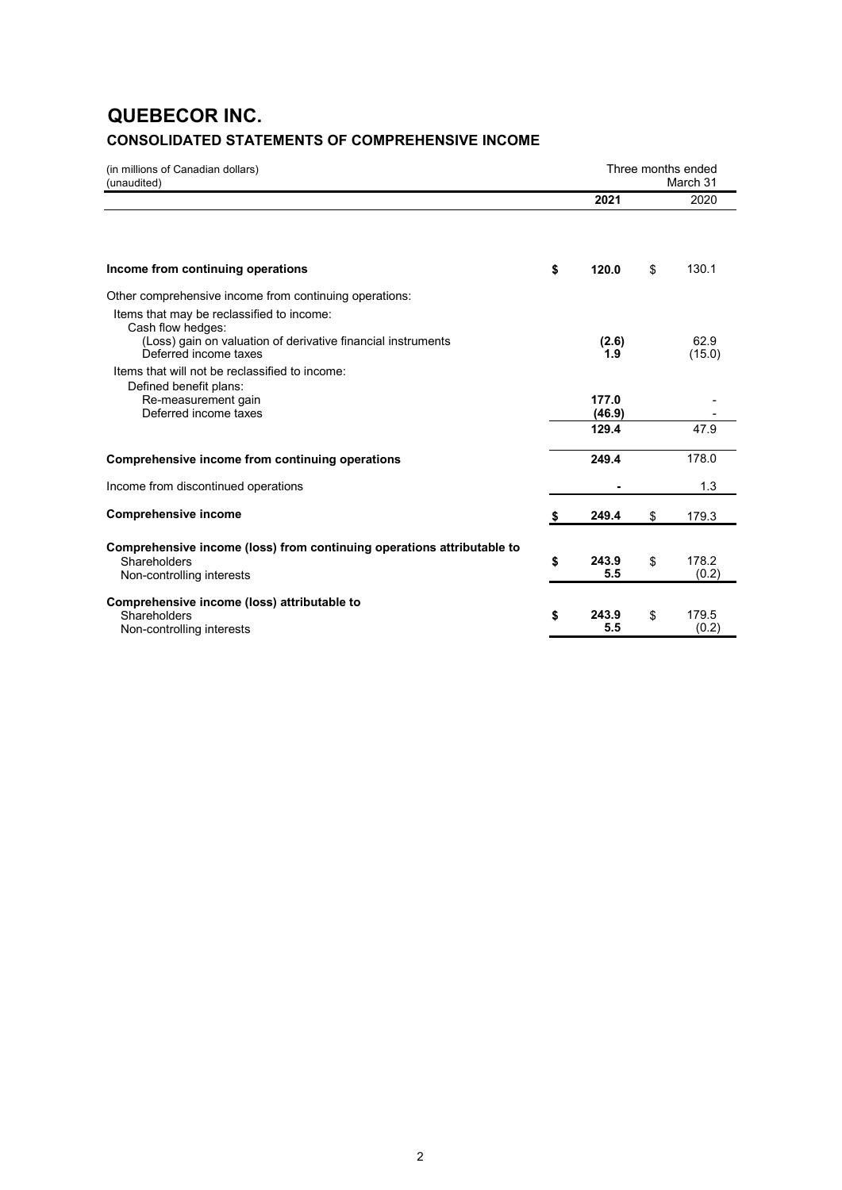# QUEBECOR INC.

## CONSOLIDATED STATEMENTS OF COMPREHENSIVE INCOME

| (in millions of Canadian dollars) (unaudited) | Three months ended March 31 | |
|---|---|---|
| | **2021** | 2020 |
| **Income from continuing operations** | **$ 120.0** | $ 130.1 |
| Other comprehensive income from continuing operations: | | |
| Items that may be reclassified to income: | | |
| Cash flow hedges: | | |
| (Loss) gain on valuation of derivative financial instruments | **(2.6)** | 62.9 |
| Deferred income taxes | **1.9** | (15.0) |
| Items that will not be reclassified to income: | | |
| Defined benefit plans: | | |
| Re-measurement gain | **177.0** | - |
| Deferred income taxes | **(46.9)** | - |
| | **129.4** | 47.9 |
| **Comprehensive income from continuing operations** | **249.4** | 178.0 |
| Income from discontinued operations | **-** | 1.3 |
| **Comprehensive income** | **$ 249.4** | $ 179.3 |
| **Comprehensive income (loss) from continuing operations attributable to** | | |
| Shareholders | **$ 243.9** | $ 178.2 |
| Non-controlling interests | **5.5** | (0.2) |
| **Comprehensive income (loss) attributable to** | | |
| Shareholders | **$ 243.9** | $ 179.5 |
| Non-controlling interests | **5.5** | (0.2) |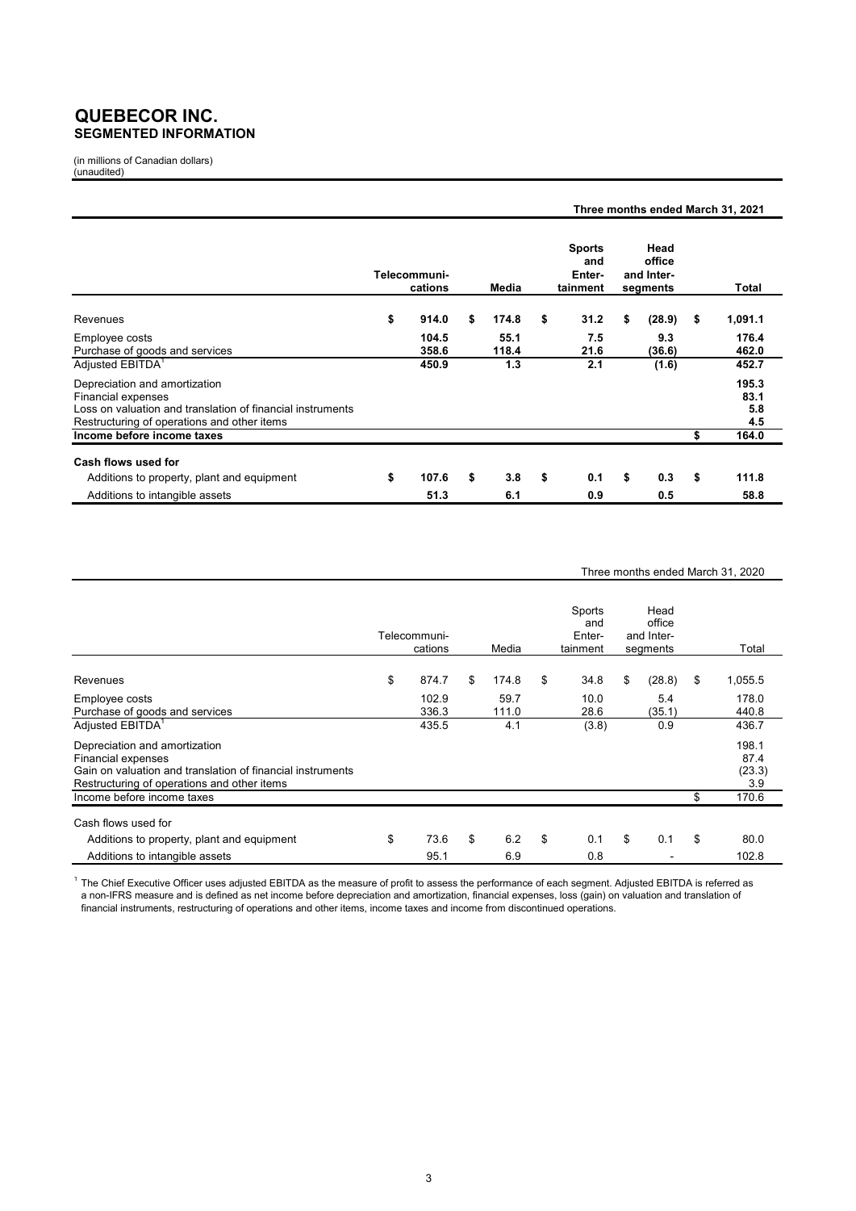# QUEBECOR INC.
## SEGMENTED INFORMATION

(in millions of Canadian dollars)
(unaudited)

**Three months ended March 31, 2021**

| | Telecommuni-cations | Media | Sports and Enter-tainment | Head office and Inter-segments | Total |
|---|---|---|---|---|---|
| Revenues | $ 914.0 | $ 174.8 | $ 31.2 | $ (28.9) | $ 1,091.1 |
| Employee costs | 104.5 | 55.1 | 7.5 | 9.3 | 176.4 |
| Purchase of goods and services | 358.6 | 118.4 | 21.6 | (36.6) | 462.0 |
| Adjusted EBITDA[1] | 450.9 | 1.3 | 2.1 | (1.6) | 452.7 |
| Depreciation and amortization | | | | | 195.3 |
| Financial expenses | | | | | 83.1 |
| Loss on valuation and translation of financial instruments | | | | | 5.8 |
| Restructuring of operations and other items | | | | | 4.5 |
| **Income before income taxes** | | | | | $ 164.0 |
| **Cash flows used for** | | | | | |
| Additions to property, plant and equipment | $ 107.6 | $ 3.8 | $ 0.1 | $ 0.3 | $ 111.8 |
| Additions to intangible assets | 51.3 | 6.1 | 0.9 | 0.5 | 58.8 |

Three months ended March 31, 2020

| | Telecommuni-cations | Media | Sports and Enter-tainment | Head office and Inter-segments | Total |
|---|---|---|---|---|---|
| Revenues | $ 874.7 | $ 174.8 | $ 34.8 | $ (28.8) | $ 1,055.5 |
| Employee costs | 102.9 | 59.7 | 10.0 | 5.4 | 178.0 |
| Purchase of goods and services | 336.3 | 111.0 | 28.6 | (35.1) | 440.8 |
| Adjusted EBITDA[1] | 435.5 | 4.1 | (3.8) | 0.9 | 436.7 |
| Depreciation and amortization | | | | | 198.1 |
| Financial expenses | | | | | 87.4 |
| Gain on valuation and translation of financial instruments | | | | | (23.3) |
| Restructuring of operations and other items | | | | | 3.9 |
| Income before income taxes | | | | | $ 170.6 |
| Cash flows used for | | | | | |
| Additions to property, plant and equipment | $ 73.6 | $ 6.2 | $ 0.1 | $ 0.1 | $ 80.0 |
| Additions to intangible assets | 95.1 | 6.9 | 0.8 | - | 102.8 |

[1] The Chief Executive Officer uses adjusted EBITDA as the measure of profit to assess the performance of each segment. Adjusted EBITDA is referred as a non-IFRS measure and is defined as net income before depreciation and amortization, financial expenses, loss (gain) on valuation and translation of financial instruments, restructuring of operations and other items, income taxes and income from discontinued operations.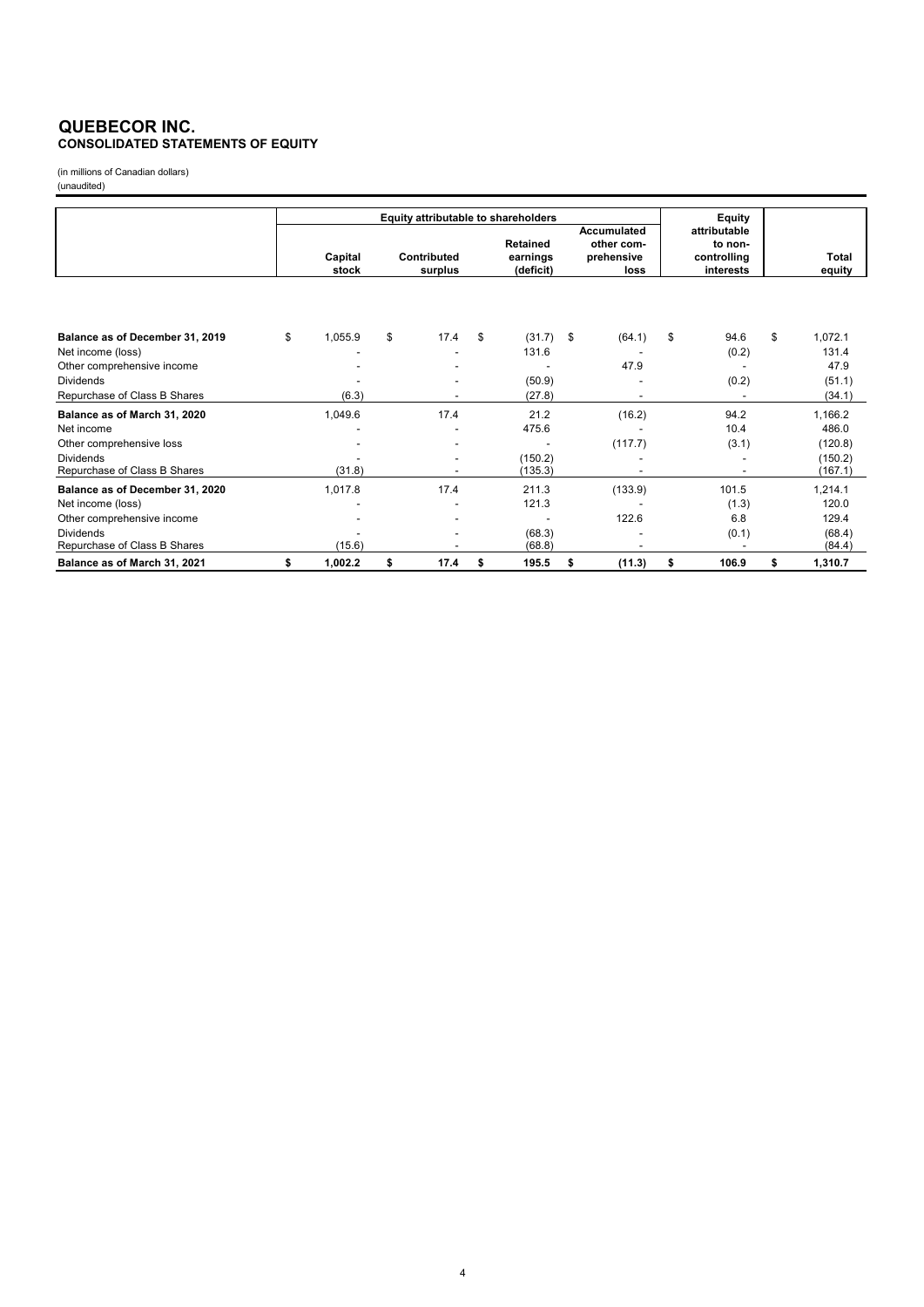# QUEBECOR INC.
## CONSOLIDATED STATEMENTS OF EQUITY

(in millions of Canadian dollars)
(unaudited)

| | Equity attributable to shareholders | | | | Equity attributable to non-controlling interests | Total equity |
|---|---|---|---|---|---|---|
| | Capital stock | Contributed surplus | Retained earnings (deficit) | Accumulated other comprehensive loss | | |
| **Balance as of December 31, 2019** | $ 1,055.9 | $ 17.4 | $ (31.7) | $ (64.1) | $ 94.6 | $ 1,072.1 |
| Net income (loss) | - | - | 131.6 | - | (0.2) | 131.4 |
| Other comprehensive income | - | - | - | 47.9 | - | 47.9 |
| Dividends | - | - | (50.9) | - | (0.2) | (51.1) |
| Repurchase of Class B Shares | (6.3) | - | (27.8) | - | - | (34.1) |
| **Balance as of March 31, 2020** | 1,049.6 | 17.4 | 21.2 | (16.2) | 94.2 | 1,166.2 |
| Net income | - | - | 475.6 | - | 10.4 | 486.0 |
| Other comprehensive loss | - | - | - | (117.7) | (3.1) | (120.8) |
| Dividends | - | - | (150.2) | - | - | (150.2) |
| Repurchase of Class B Shares | (31.8) | - | (135.3) | - | - | (167.1) |
| **Balance as of December 31, 2020** | 1,017.8 | 17.4 | 211.3 | (133.9) | 101.5 | 1,214.1 |
| Net income (loss) | - | - | 121.3 | - | (1.3) | 120.0 |
| Other comprehensive income | - | - | - | 122.6 | 6.8 | 129.4 |
| Dividends | - | - | (68.3) | - | (0.1) | (68.4) |
| Repurchase of Class B Shares | (15.6) | - | (68.8) | - | - | (84.4) |
| **Balance as of March 31, 2021** | **$ 1,002.2** | **$ 17.4** | **$ 195.5** | **$ (11.3)** | **$ 106.9** | **$ 1,310.7** |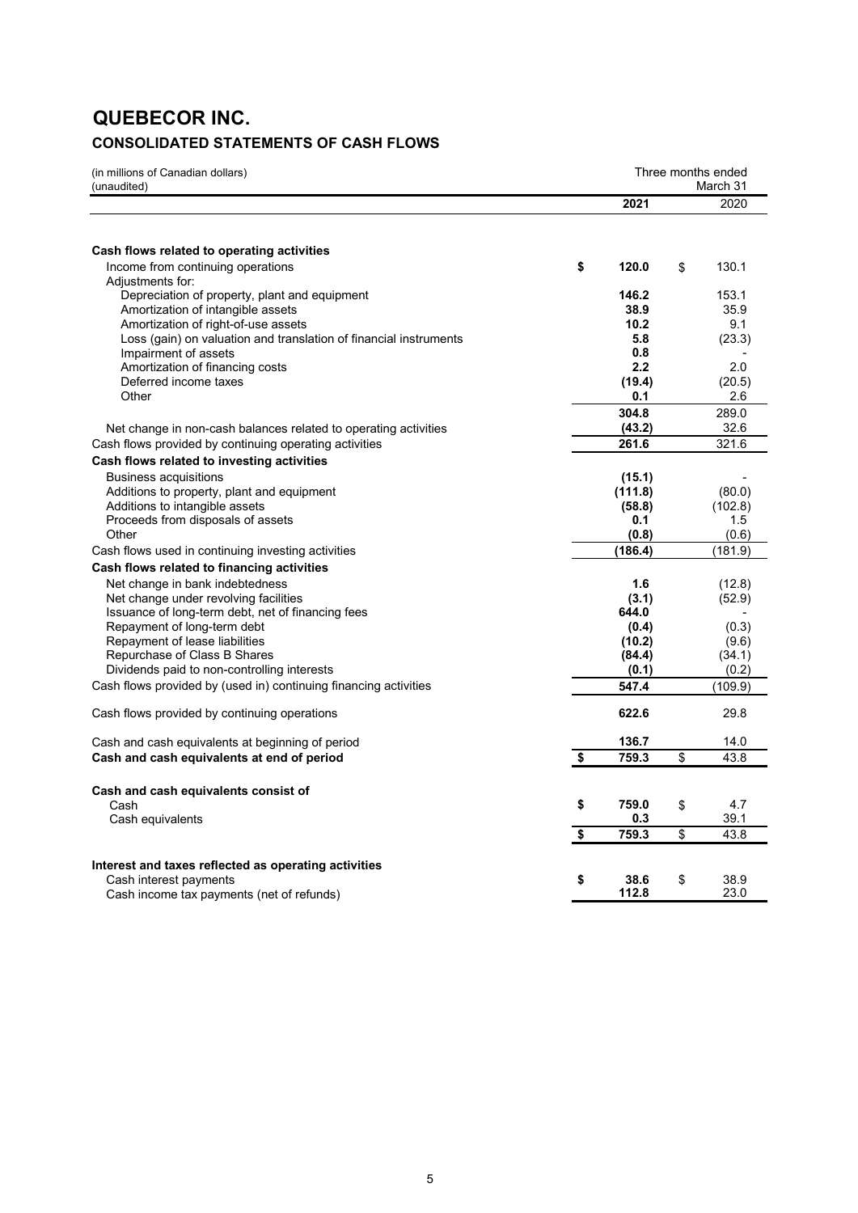# QUEBECOR INC.

## CONSOLIDATED STATEMENTS OF CASH FLOWS

(in millions of Canadian dollars)
(unaudited)

| | Three months ended March 31 | |
|---|---|---|
| | **2021** | 2020 |
| **Cash flows related to operating activities** | | |
| Income from continuing operations | **$ 120.0** | $ 130.1 |
| Adjustments for: | | |
| Depreciation of property, plant and equipment | **146.2** | 153.1 |
| Amortization of intangible assets | **38.9** | 35.9 |
| Amortization of right-of-use assets | **10.2** | 9.1 |
| Loss (gain) on valuation and translation of financial instruments | **5.8** | (23.3) |
| Impairment of assets | **0.8** | - |
| Amortization of financing costs | **2.2** | 2.0 |
| Deferred income taxes | **(19.4)** | (20.5) |
| Other | **0.1** | 2.6 |
| | **304.8** | 289.0 |
| Net change in non-cash balances related to operating activities | **(43.2)** | 32.6 |
| Cash flows provided by continuing operating activities | **261.6** | 321.6 |
| **Cash flows related to investing activities** | | |
| Business acquisitions | **(15.1)** | - |
| Additions to property, plant and equipment | **(111.8)** | (80.0) |
| Additions to intangible assets | **(58.8)** | (102.8) |
| Proceeds from disposals of assets | **0.1** | 1.5 |
| Other | **(0.8)** | (0.6) |
| Cash flows used in continuing investing activities | **(186.4)** | (181.9) |
| **Cash flows related to financing activities** | | |
| Net change in bank indebtedness | **1.6** | (12.8) |
| Net change under revolving facilities | **(3.1)** | (52.9) |
| Issuance of long-term debt, net of financing fees | **644.0** | - |
| Repayment of long-term debt | **(0.4)** | (0.3) |
| Repayment of lease liabilities | **(10.2)** | (9.6) |
| Repurchase of Class B Shares | **(84.4)** | (34.1) |
| Dividends paid to non-controlling interests | **(0.1)** | (0.2) |
| Cash flows provided by (used in) continuing financing activities | **547.4** | (109.9) |
| Cash flows provided by continuing operations | **622.6** | 29.8 |
| Cash and cash equivalents at beginning of period | **136.7** | 14.0 |
| **Cash and cash equivalents at end of period** | **$ 759.3** | $ 43.8 |
| **Cash and cash equivalents consist of** | | |
| Cash | **$ 759.0** | $ 4.7 |
| Cash equivalents | **0.3** | 39.1 |
| | **$ 759.3** | $ 43.8 |
| **Interest and taxes reflected as operating activities** | | |
| Cash interest payments | **$ 38.6** | $ 38.9 |
| Cash income tax payments (net of refunds) | **112.8** | 23.0 |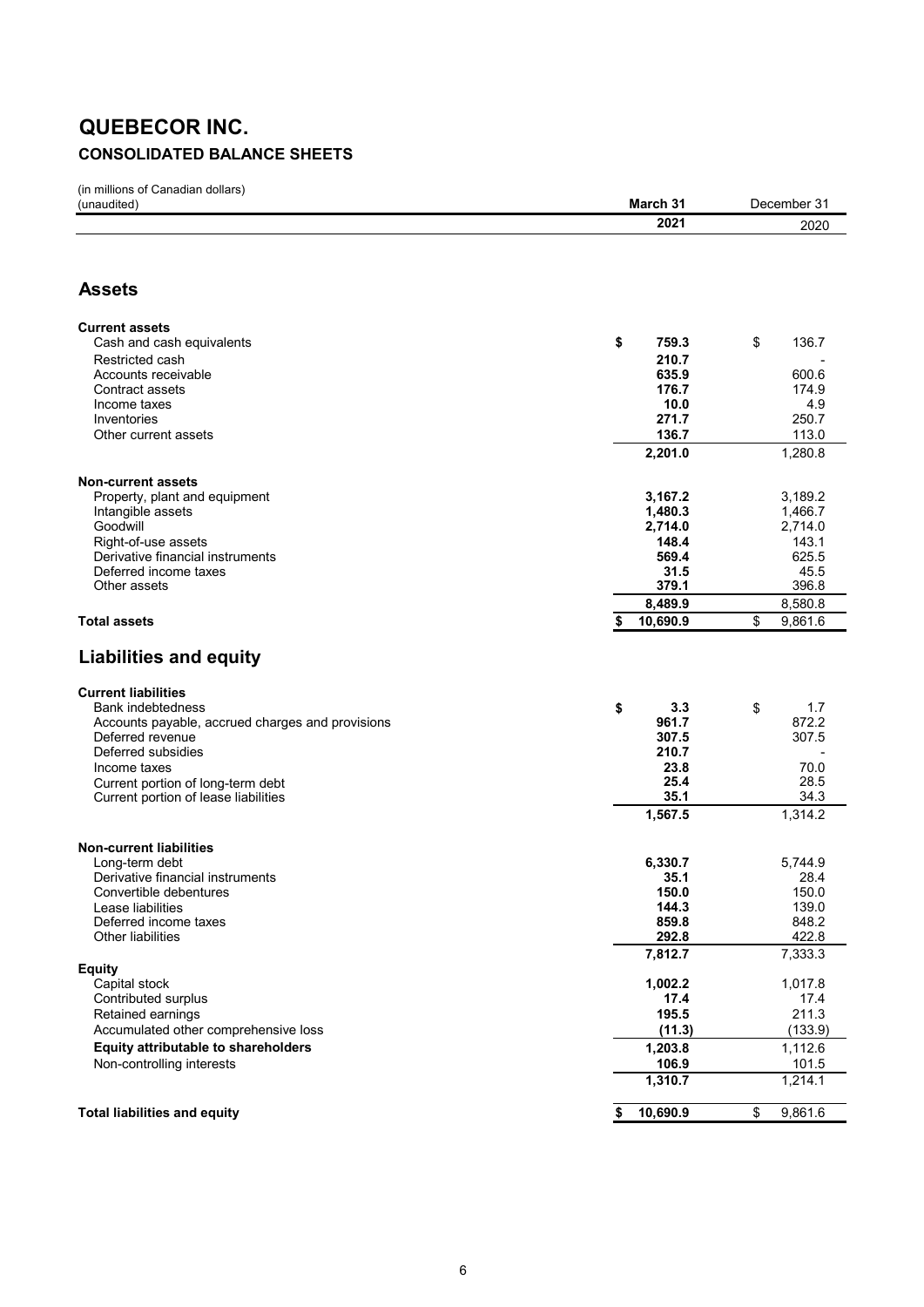# QUEBECOR INC.

## CONSOLIDATED BALANCE SHEETS

(in millions of Canadian dollars)
(unaudited)

| | March 31 2021 | December 31 2020 |
|---|---|---|
| **Assets** | | |
| **Current assets** | | |
| Cash and cash equivalents | $ 759.3 | $ 136.7 |
| Restricted cash | 210.7 | - |
| Accounts receivable | 635.9 | 600.6 |
| Contract assets | 176.7 | 174.9 |
| Income taxes | 10.0 | 4.9 |
| Inventories | 271.7 | 250.7 |
| Other current assets | 136.7 | 113.0 |
| | 2,201.0 | 1,280.8 |
| **Non-current assets** | | |
| Property, plant and equipment | 3,167.2 | 3,189.2 |
| Intangible assets | 1,480.3 | 1,466.7 |
| Goodwill | 2,714.0 | 2,714.0 |
| Right-of-use assets | 148.4 | 143.1 |
| Derivative financial instruments | 569.4 | 625.5 |
| Deferred income taxes | 31.5 | 45.5 |
| Other assets | 379.1 | 396.8 |
| | 8,489.9 | 8,580.8 |
| **Total assets** | $ 10,690.9 | $ 9,861.6 |
| **Liabilities and equity** | | |
| **Current liabilities** | | |
| Bank indebtedness | $ 3.3 | $ 1.7 |
| Accounts payable, accrued charges and provisions | 961.7 | 872.2 |
| Deferred revenue | 307.5 | 307.5 |
| Deferred subsidies | 210.7 | - |
| Income taxes | 23.8 | 70.0 |
| Current portion of long-term debt | 25.4 | 28.5 |
| Current portion of lease liabilities | 35.1 | 34.3 |
| | 1,567.5 | 1,314.2 |
| **Non-current liabilities** | | |
| Long-term debt | 6,330.7 | 5,744.9 |
| Derivative financial instruments | 35.1 | 28.4 |
| Convertible debentures | 150.0 | 150.0 |
| Lease liabilities | 144.3 | 139.0 |
| Deferred income taxes | 859.8 | 848.2 |
| Other liabilities | 292.8 | 422.8 |
| | 7,812.7 | 7,333.3 |
| **Equity** | | |
| Capital stock | 1,002.2 | 1,017.8 |
| Contributed surplus | 17.4 | 17.4 |
| Retained earnings | 195.5 | 211.3 |
| Accumulated other comprehensive loss | (11.3) | (133.9) |
| **Equity attributable to shareholders** | 1,203.8 | 1,112.6 |
| Non-controlling interests | 106.9 | 101.5 |
| | 1,310.7 | 1,214.1 |
| **Total liabilities and equity** | $ 10,690.9 | $ 9,861.6 |